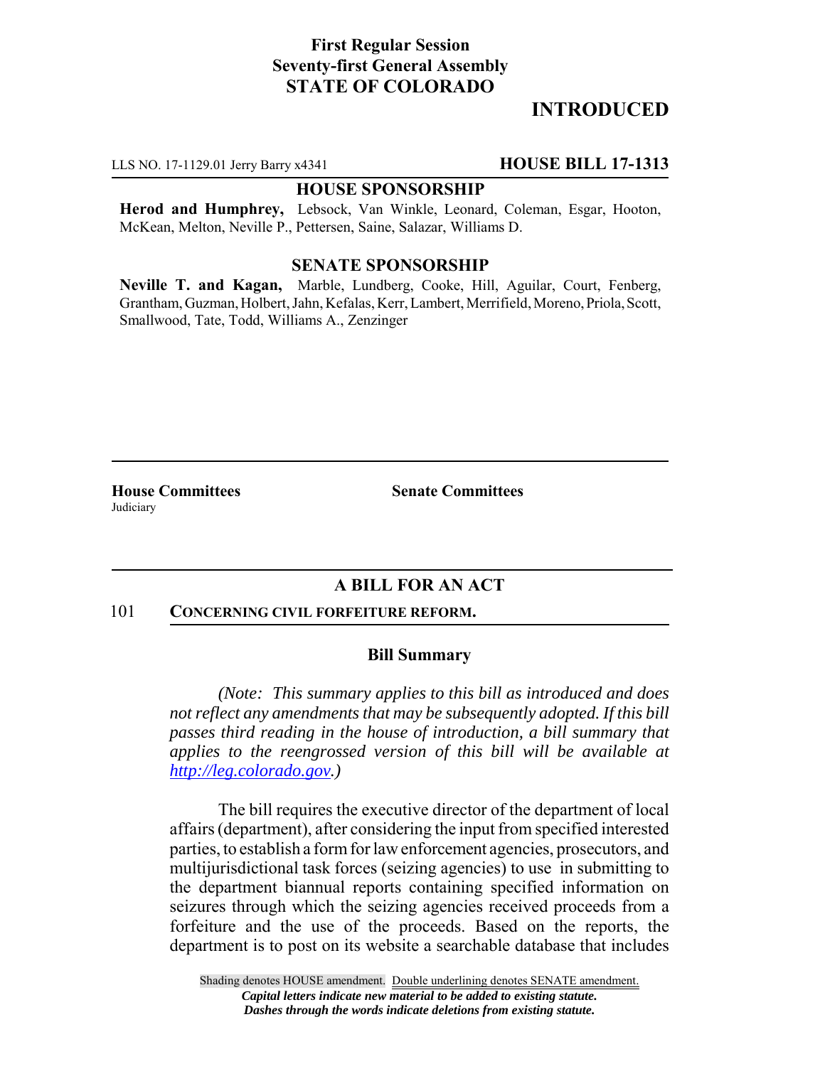**First Regular Session**
**Seventy-first General Assembly**
**STATE OF COLORADO**

# INTRODUCED

LLS NO. 17-1129.01 Jerry Barry x4341 **HOUSE BILL 17-1313**

**HOUSE SPONSORSHIP**

**Herod and Humphrey,** Lebsock, Van Winkle, Leonard, Coleman, Esgar, Hooton, McKean, Melton, Neville P., Pettersen, Saine, Salazar, Williams D.

**SENATE SPONSORSHIP**

**Neville T. and Kagan,** Marble, Lundberg, Cooke, Hill, Aguilar, Court, Fenberg, Grantham, Guzman, Holbert, Jahn, Kefalas, Kerr, Lambert, Merrifield, Moreno, Priola, Scott, Smallwood, Tate, Todd, Williams A., Zenzinger

**House Committees**
Judiciary

**Senate Committees**

## A BILL FOR AN ACT

101 **CONCERNING CIVIL FORFEITURE REFORM.**

### Bill Summary

*(Note: This summary applies to this bill as introduced and does not reflect any amendments that may be subsequently adopted. If this bill passes third reading in the house of introduction, a bill summary that applies to the reengrossed version of this bill will be available at http://leg.colorado.gov.)*

The bill requires the executive director of the department of local affairs (department), after considering the input from specified interested parties, to establish a form for law enforcement agencies, prosecutors, and multijurisdictional task forces (seizing agencies) to use in submitting to the department biannual reports containing specified information on seizures through which the seizing agencies received proceeds from a forfeiture and the use of the proceeds. Based on the reports, the department is to post on its website a searchable database that includes

Shading denotes HOUSE amendment. Double underlining denotes SENATE amendment.
*Capital letters indicate new material to be added to existing statute.*
*Dashes through the words indicate deletions from existing statute.*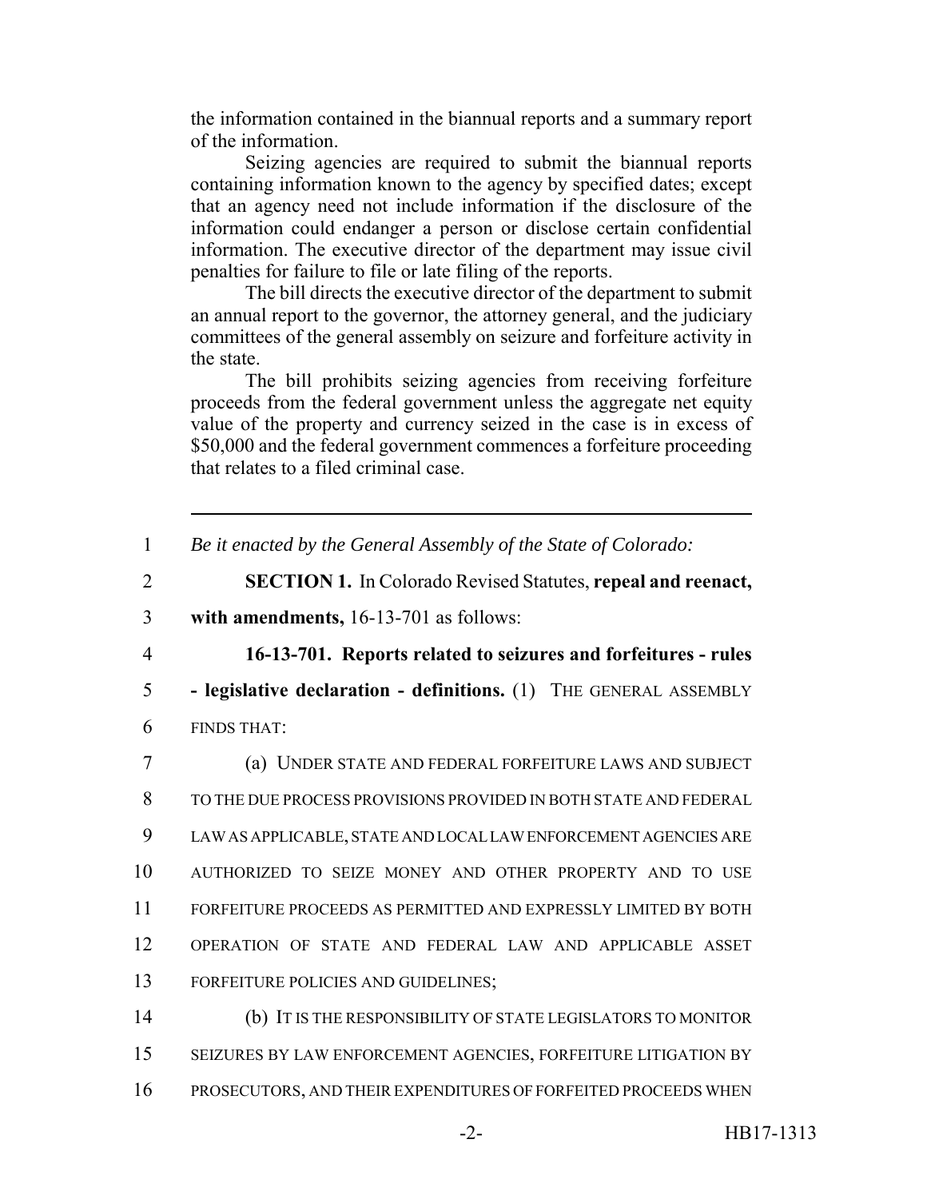the information contained in the biannual reports and a summary report of the information.

Seizing agencies are required to submit the biannual reports containing information known to the agency by specified dates; except that an agency need not include information if the disclosure of the information could endanger a person or disclose certain confidential information. The executive director of the department may issue civil penalties for failure to file or late filing of the reports.

The bill directs the executive director of the department to submit an annual report to the governor, the attorney general, and the judiciary committees of the general assembly on seizure and forfeiture activity in the state.

The bill prohibits seizing agencies from receiving forfeiture proceeds from the federal government unless the aggregate net equity value of the property and currency seized in the case is in excess of $50,000 and the federal government commences a forfeiture proceeding that relates to a filed criminal case.

---

1 *Be it enacted by the General Assembly of the State of Colorado:*

2 **SECTION 1.** In Colorado Revised Statutes, **repeal and reenact,**
3 **with amendments,** 16-13-701 as follows:

4 **16-13-701. Reports related to seizures and forfeitures - rules**
5 **- legislative declaration - definitions.** (1) THE GENERAL ASSEMBLY
6 FINDS THAT:

7 (a) UNDER STATE AND FEDERAL FORFEITURE LAWS AND SUBJECT
8 TO THE DUE PROCESS PROVISIONS PROVIDED IN BOTH STATE AND FEDERAL
9 LAW AS APPLICABLE, STATE AND LOCAL LAW ENFORCEMENT AGENCIES ARE
10 AUTHORIZED TO SEIZE MONEY AND OTHER PROPERTY AND TO USE
11 FORFEITURE PROCEEDS AS PERMITTED AND EXPRESSLY LIMITED BY BOTH
12 OPERATION OF STATE AND FEDERAL LAW AND APPLICABLE ASSET
13 FORFEITURE POLICIES AND GUIDELINES;

14 (b) IT IS THE RESPONSIBILITY OF STATE LEGISLATORS TO MONITOR
15 SEIZURES BY LAW ENFORCEMENT AGENCIES, FORFEITURE LITIGATION BY
16 PROSECUTORS, AND THEIR EXPENDITURES OF FORFEITED PROCEEDS WHEN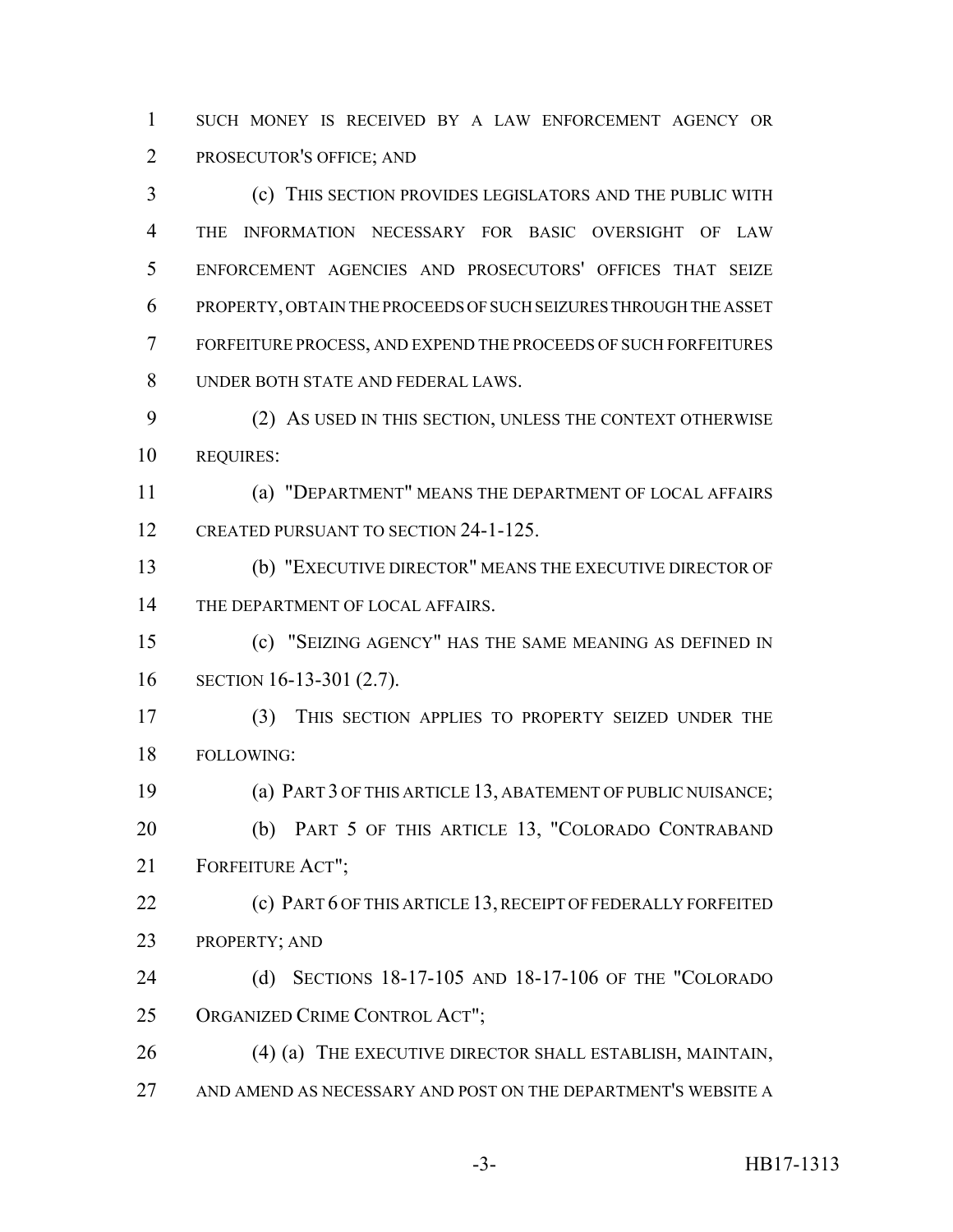SUCH MONEY IS RECEIVED BY A LAW ENFORCEMENT AGENCY OR PROSECUTOR'S OFFICE; AND

(c) THIS SECTION PROVIDES LEGISLATORS AND THE PUBLIC WITH THE INFORMATION NECESSARY FOR BASIC OVERSIGHT OF LAW ENFORCEMENT AGENCIES AND PROSECUTORS' OFFICES THAT SEIZE PROPERTY, OBTAIN THE PROCEEDS OF SUCH SEIZURES THROUGH THE ASSET FORFEITURE PROCESS, AND EXPEND THE PROCEEDS OF SUCH FORFEITURES UNDER BOTH STATE AND FEDERAL LAWS.

(2) AS USED IN THIS SECTION, UNLESS THE CONTEXT OTHERWISE REQUIRES:

(a) "DEPARTMENT" MEANS THE DEPARTMENT OF LOCAL AFFAIRS CREATED PURSUANT TO SECTION 24-1-125.

(b) "EXECUTIVE DIRECTOR" MEANS THE EXECUTIVE DIRECTOR OF THE DEPARTMENT OF LOCAL AFFAIRS.

(c) "SEIZING AGENCY" HAS THE SAME MEANING AS DEFINED IN SECTION 16-13-301 (2.7).

(3) THIS SECTION APPLIES TO PROPERTY SEIZED UNDER THE FOLLOWING:

(a) PART 3 OF THIS ARTICLE 13, ABATEMENT OF PUBLIC NUISANCE;

(b) PART 5 OF THIS ARTICLE 13, "COLORADO CONTRABAND FORFEITURE ACT";

(c) PART 6 OF THIS ARTICLE 13, RECEIPT OF FEDERALLY FORFEITED PROPERTY; AND

(d) SECTIONS 18-17-105 AND 18-17-106 OF THE "COLORADO ORGANIZED CRIME CONTROL ACT";

(4) (a) THE EXECUTIVE DIRECTOR SHALL ESTABLISH, MAINTAIN, AND AMEND AS NECESSARY AND POST ON THE DEPARTMENT'S WEBSITE A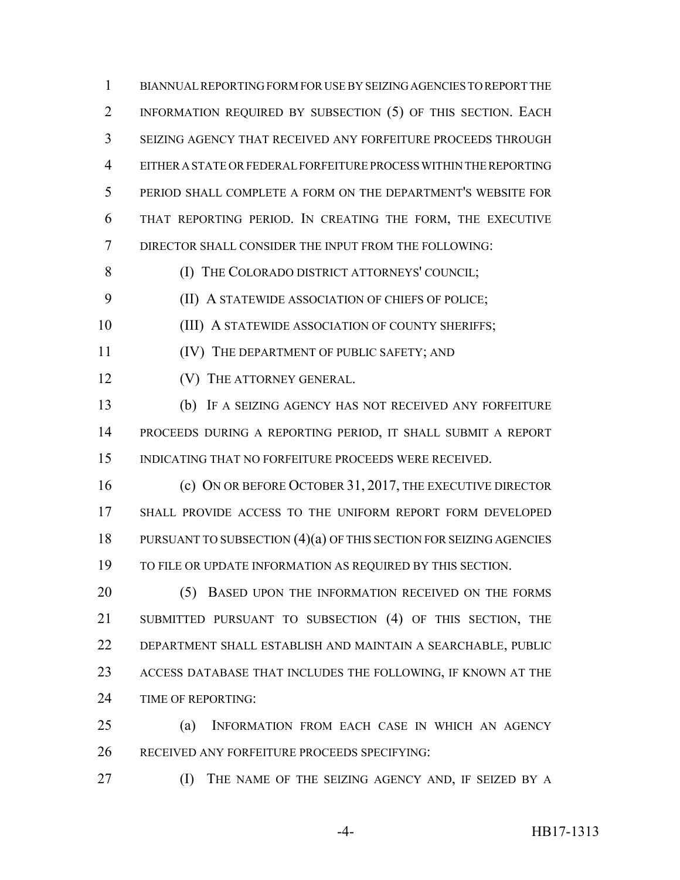BIANNUAL REPORTING FORM FOR USE BY SEIZING AGENCIES TO REPORT THE INFORMATION REQUIRED BY SUBSECTION (5) OF THIS SECTION. EACH SEIZING AGENCY THAT RECEIVED ANY FORFEITURE PROCEEDS THROUGH EITHER A STATE OR FEDERAL FORFEITURE PROCESS WITHIN THE REPORTING PERIOD SHALL COMPLETE A FORM ON THE DEPARTMENT'S WEBSITE FOR THAT REPORTING PERIOD. IN CREATING THE FORM, THE EXECUTIVE DIRECTOR SHALL CONSIDER THE INPUT FROM THE FOLLOWING:

(I) THE COLORADO DISTRICT ATTORNEYS' COUNCIL;

(II) A STATEWIDE ASSOCIATION OF CHIEFS OF POLICE;

(III) A STATEWIDE ASSOCIATION OF COUNTY SHERIFFS;

(IV) THE DEPARTMENT OF PUBLIC SAFETY; AND

(V) THE ATTORNEY GENERAL.

(b) IF A SEIZING AGENCY HAS NOT RECEIVED ANY FORFEITURE PROCEEDS DURING A REPORTING PERIOD, IT SHALL SUBMIT A REPORT INDICATING THAT NO FORFEITURE PROCEEDS WERE RECEIVED.

(c) ON OR BEFORE OCTOBER 31, 2017, THE EXECUTIVE DIRECTOR SHALL PROVIDE ACCESS TO THE UNIFORM REPORT FORM DEVELOPED PURSUANT TO SUBSECTION (4)(a) OF THIS SECTION FOR SEIZING AGENCIES TO FILE OR UPDATE INFORMATION AS REQUIRED BY THIS SECTION.

(5) BASED UPON THE INFORMATION RECEIVED ON THE FORMS SUBMITTED PURSUANT TO SUBSECTION (4) OF THIS SECTION, THE DEPARTMENT SHALL ESTABLISH AND MAINTAIN A SEARCHABLE, PUBLIC ACCESS DATABASE THAT INCLUDES THE FOLLOWING, IF KNOWN AT THE TIME OF REPORTING:

(a) INFORMATION FROM EACH CASE IN WHICH AN AGENCY RECEIVED ANY FORFEITURE PROCEEDS SPECIFYING:

(I) THE NAME OF THE SEIZING AGENCY AND, IF SEIZED BY A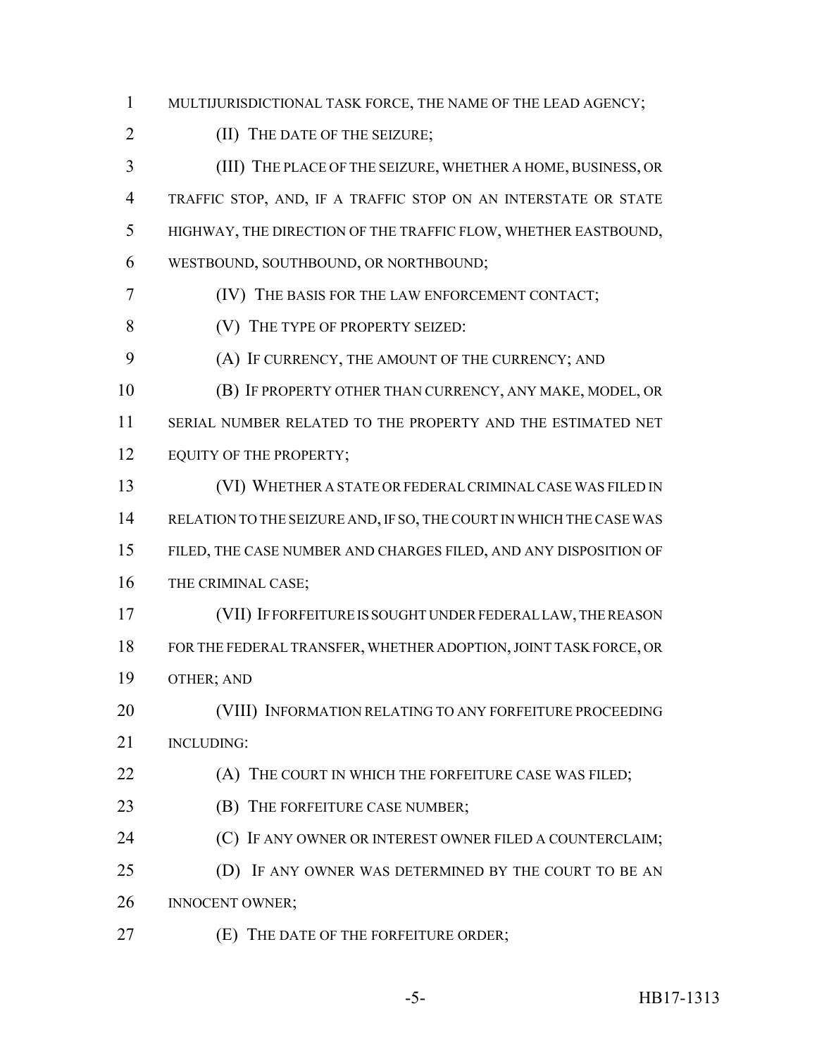MULTIJURISDICTIONAL TASK FORCE, THE NAME OF THE LEAD AGENCY;

(II) THE DATE OF THE SEIZURE;

(III) THE PLACE OF THE SEIZURE, WHETHER A HOME, BUSINESS, OR TRAFFIC STOP, AND, IF A TRAFFIC STOP ON AN INTERSTATE OR STATE HIGHWAY, THE DIRECTION OF THE TRAFFIC FLOW, WHETHER EASTBOUND, WESTBOUND, SOUTHBOUND, OR NORTHBOUND;

(IV) THE BASIS FOR THE LAW ENFORCEMENT CONTACT;

(V) THE TYPE OF PROPERTY SEIZED:

(A) IF CURRENCY, THE AMOUNT OF THE CURRENCY; AND

(B) IF PROPERTY OTHER THAN CURRENCY, ANY MAKE, MODEL, OR SERIAL NUMBER RELATED TO THE PROPERTY AND THE ESTIMATED NET EQUITY OF THE PROPERTY;

(VI) WHETHER A STATE OR FEDERAL CRIMINAL CASE WAS FILED IN RELATION TO THE SEIZURE AND, IF SO, THE COURT IN WHICH THE CASE WAS FILED, THE CASE NUMBER AND CHARGES FILED, AND ANY DISPOSITION OF THE CRIMINAL CASE;

(VII) IF FORFEITURE IS SOUGHT UNDER FEDERAL LAW, THE REASON FOR THE FEDERAL TRANSFER, WHETHER ADOPTION, JOINT TASK FORCE, OR OTHER; AND

(VIII) INFORMATION RELATING TO ANY FORFEITURE PROCEEDING INCLUDING:

(A) THE COURT IN WHICH THE FORFEITURE CASE WAS FILED;

(B) THE FORFEITURE CASE NUMBER;

(C) IF ANY OWNER OR INTEREST OWNER FILED A COUNTERCLAIM;

(D) IF ANY OWNER WAS DETERMINED BY THE COURT TO BE AN INNOCENT OWNER;

(E) THE DATE OF THE FORFEITURE ORDER;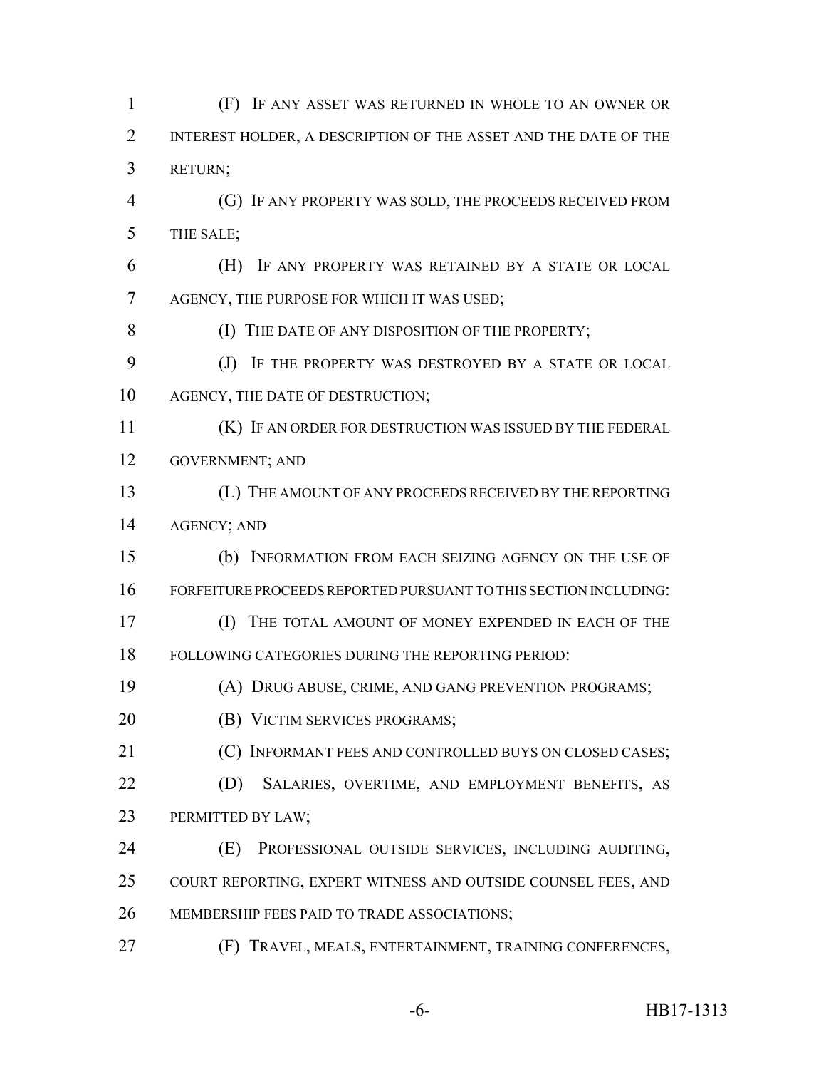(F) IF ANY ASSET WAS RETURNED IN WHOLE TO AN OWNER OR INTEREST HOLDER, A DESCRIPTION OF THE ASSET AND THE DATE OF THE RETURN;

(G) IF ANY PROPERTY WAS SOLD, THE PROCEEDS RECEIVED FROM THE SALE;

(H) IF ANY PROPERTY WAS RETAINED BY A STATE OR LOCAL AGENCY, THE PURPOSE FOR WHICH IT WAS USED;

(I) THE DATE OF ANY DISPOSITION OF THE PROPERTY;

(J) IF THE PROPERTY WAS DESTROYED BY A STATE OR LOCAL AGENCY, THE DATE OF DESTRUCTION;

(K) IF AN ORDER FOR DESTRUCTION WAS ISSUED BY THE FEDERAL GOVERNMENT; AND

(L) THE AMOUNT OF ANY PROCEEDS RECEIVED BY THE REPORTING AGENCY; AND

(b) INFORMATION FROM EACH SEIZING AGENCY ON THE USE OF FORFEITURE PROCEEDS REPORTED PURSUANT TO THIS SECTION INCLUDING:

(I) THE TOTAL AMOUNT OF MONEY EXPENDED IN EACH OF THE FOLLOWING CATEGORIES DURING THE REPORTING PERIOD:

(A) DRUG ABUSE, CRIME, AND GANG PREVENTION PROGRAMS;

(B) VICTIM SERVICES PROGRAMS;

(C) INFORMANT FEES AND CONTROLLED BUYS ON CLOSED CASES;

(D) SALARIES, OVERTIME, AND EMPLOYMENT BENEFITS, AS PERMITTED BY LAW;

(E) PROFESSIONAL OUTSIDE SERVICES, INCLUDING AUDITING, COURT REPORTING, EXPERT WITNESS AND OUTSIDE COUNSEL FEES, AND MEMBERSHIP FEES PAID TO TRADE ASSOCIATIONS;

(F) TRAVEL, MEALS, ENTERTAINMENT, TRAINING CONFERENCES,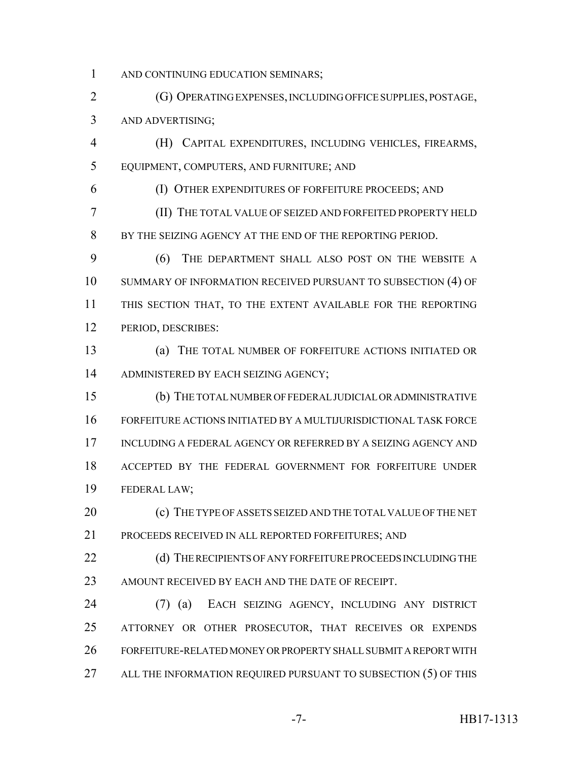AND CONTINUING EDUCATION SEMINARS;

(G) OPERATING EXPENSES, INCLUDING OFFICE SUPPLIES, POSTAGE, AND ADVERTISING;

(H) CAPITAL EXPENDITURES, INCLUDING VEHICLES, FIREARMS, EQUIPMENT, COMPUTERS, AND FURNITURE; AND

(I) OTHER EXPENDITURES OF FORFEITURE PROCEEDS; AND

(II) THE TOTAL VALUE OF SEIZED AND FORFEITED PROPERTY HELD BY THE SEIZING AGENCY AT THE END OF THE REPORTING PERIOD.

(6) THE DEPARTMENT SHALL ALSO POST ON THE WEBSITE A SUMMARY OF INFORMATION RECEIVED PURSUANT TO SUBSECTION (4) OF THIS SECTION THAT, TO THE EXTENT AVAILABLE FOR THE REPORTING PERIOD, DESCRIBES:

(a) THE TOTAL NUMBER OF FORFEITURE ACTIONS INITIATED OR ADMINISTERED BY EACH SEIZING AGENCY;

(b) THE TOTAL NUMBER OF FEDERAL JUDICIAL OR ADMINISTRATIVE FORFEITURE ACTIONS INITIATED BY A MULTIJURISDICTIONAL TASK FORCE INCLUDING A FEDERAL AGENCY OR REFERRED BY A SEIZING AGENCY AND ACCEPTED BY THE FEDERAL GOVERNMENT FOR FORFEITURE UNDER FEDERAL LAW;

(c) THE TYPE OF ASSETS SEIZED AND THE TOTAL VALUE OF THE NET PROCEEDS RECEIVED IN ALL REPORTED FORFEITURES; AND

(d) THE RECIPIENTS OF ANY FORFEITURE PROCEEDS INCLUDING THE AMOUNT RECEIVED BY EACH AND THE DATE OF RECEIPT.

(7) (a) EACH SEIZING AGENCY, INCLUDING ANY DISTRICT ATTORNEY OR OTHER PROSECUTOR, THAT RECEIVES OR EXPENDS FORFEITURE-RELATED MONEY OR PROPERTY SHALL SUBMIT A REPORT WITH ALL THE INFORMATION REQUIRED PURSUANT TO SUBSECTION (5) OF THIS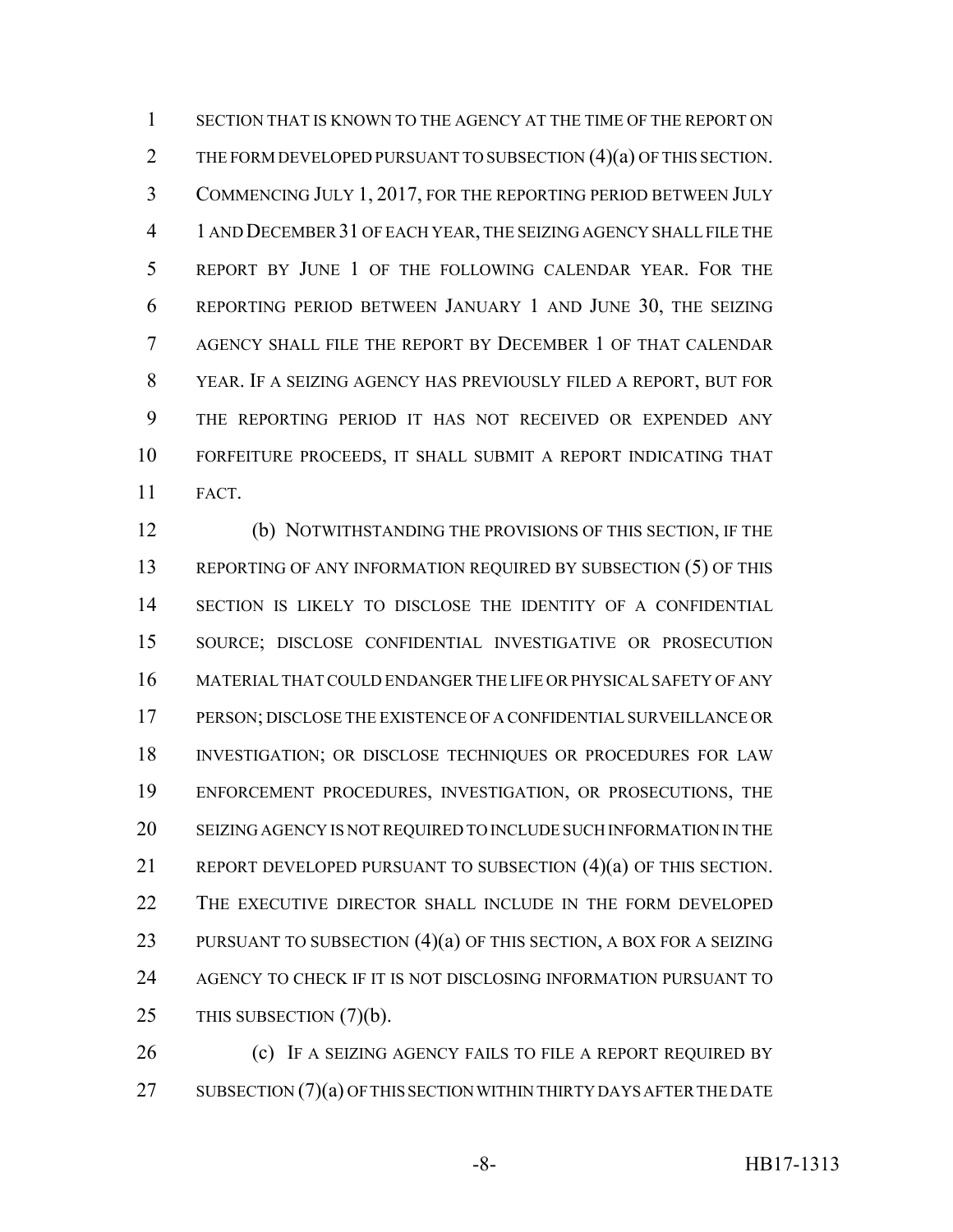SECTION THAT IS KNOWN TO THE AGENCY AT THE TIME OF THE REPORT ON THE FORM DEVELOPED PURSUANT TO SUBSECTION (4)(a) OF THIS SECTION. COMMENCING JULY 1, 2017, FOR THE REPORTING PERIOD BETWEEN JULY 1 AND DECEMBER 31 OF EACH YEAR, THE SEIZING AGENCY SHALL FILE THE REPORT BY JUNE 1 OF THE FOLLOWING CALENDAR YEAR. FOR THE REPORTING PERIOD BETWEEN JANUARY 1 AND JUNE 30, THE SEIZING AGENCY SHALL FILE THE REPORT BY DECEMBER 1 OF THAT CALENDAR YEAR. IF A SEIZING AGENCY HAS PREVIOUSLY FILED A REPORT, BUT FOR THE REPORTING PERIOD IT HAS NOT RECEIVED OR EXPENDED ANY FORFEITURE PROCEEDS, IT SHALL SUBMIT A REPORT INDICATING THAT FACT.

(b) NOTWITHSTANDING THE PROVISIONS OF THIS SECTION, IF THE REPORTING OF ANY INFORMATION REQUIRED BY SUBSECTION (5) OF THIS SECTION IS LIKELY TO DISCLOSE THE IDENTITY OF A CONFIDENTIAL SOURCE; DISCLOSE CONFIDENTIAL INVESTIGATIVE OR PROSECUTION MATERIAL THAT COULD ENDANGER THE LIFE OR PHYSICAL SAFETY OF ANY PERSON; DISCLOSE THE EXISTENCE OF A CONFIDENTIAL SURVEILLANCE OR INVESTIGATION; OR DISCLOSE TECHNIQUES OR PROCEDURES FOR LAW ENFORCEMENT PROCEDURES, INVESTIGATION, OR PROSECUTIONS, THE SEIZING AGENCY IS NOT REQUIRED TO INCLUDE SUCH INFORMATION IN THE REPORT DEVELOPED PURSUANT TO SUBSECTION (4)(a) OF THIS SECTION. THE EXECUTIVE DIRECTOR SHALL INCLUDE IN THE FORM DEVELOPED PURSUANT TO SUBSECTION (4)(a) OF THIS SECTION, A BOX FOR A SEIZING AGENCY TO CHECK IF IT IS NOT DISCLOSING INFORMATION PURSUANT TO THIS SUBSECTION (7)(b).

(c) IF A SEIZING AGENCY FAILS TO FILE A REPORT REQUIRED BY SUBSECTION (7)(a) OF THIS SECTION WITHIN THIRTY DAYS AFTER THE DATE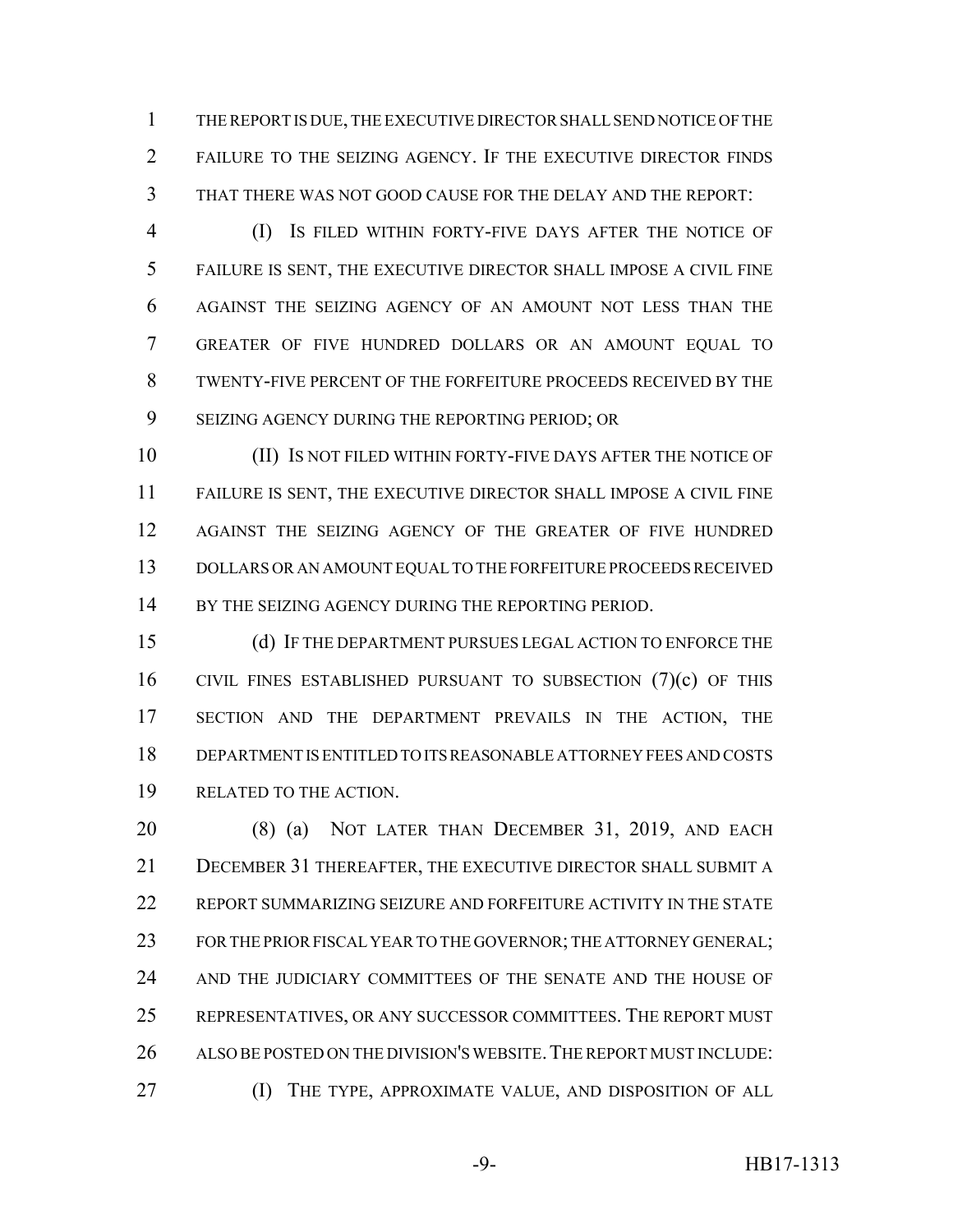THE REPORT IS DUE, THE EXECUTIVE DIRECTOR SHALL SEND NOTICE OF THE FAILURE TO THE SEIZING AGENCY. IF THE EXECUTIVE DIRECTOR FINDS THAT THERE WAS NOT GOOD CAUSE FOR THE DELAY AND THE REPORT:

(I) IS FILED WITHIN FORTY-FIVE DAYS AFTER THE NOTICE OF FAILURE IS SENT, THE EXECUTIVE DIRECTOR SHALL IMPOSE A CIVIL FINE AGAINST THE SEIZING AGENCY OF AN AMOUNT NOT LESS THAN THE GREATER OF FIVE HUNDRED DOLLARS OR AN AMOUNT EQUAL TO TWENTY-FIVE PERCENT OF THE FORFEITURE PROCEEDS RECEIVED BY THE SEIZING AGENCY DURING THE REPORTING PERIOD; OR

(II) IS NOT FILED WITHIN FORTY-FIVE DAYS AFTER THE NOTICE OF FAILURE IS SENT, THE EXECUTIVE DIRECTOR SHALL IMPOSE A CIVIL FINE AGAINST THE SEIZING AGENCY OF THE GREATER OF FIVE HUNDRED DOLLARS OR AN AMOUNT EQUAL TO THE FORFEITURE PROCEEDS RECEIVED BY THE SEIZING AGENCY DURING THE REPORTING PERIOD.

(d) IF THE DEPARTMENT PURSUES LEGAL ACTION TO ENFORCE THE CIVIL FINES ESTABLISHED PURSUANT TO SUBSECTION (7)(c) OF THIS SECTION AND THE DEPARTMENT PREVAILS IN THE ACTION, THE DEPARTMENT IS ENTITLED TO ITS REASONABLE ATTORNEY FEES AND COSTS RELATED TO THE ACTION.

(8) (a) NOT LATER THAN DECEMBER 31, 2019, AND EACH DECEMBER 31 THEREAFTER, THE EXECUTIVE DIRECTOR SHALL SUBMIT A REPORT SUMMARIZING SEIZURE AND FORFEITURE ACTIVITY IN THE STATE FOR THE PRIOR FISCAL YEAR TO THE GOVERNOR; THE ATTORNEY GENERAL; AND THE JUDICIARY COMMITTEES OF THE SENATE AND THE HOUSE OF REPRESENTATIVES, OR ANY SUCCESSOR COMMITTEES. THE REPORT MUST ALSO BE POSTED ON THE DIVISION'S WEBSITE. THE REPORT MUST INCLUDE:

(I) THE TYPE, APPROXIMATE VALUE, AND DISPOSITION OF ALL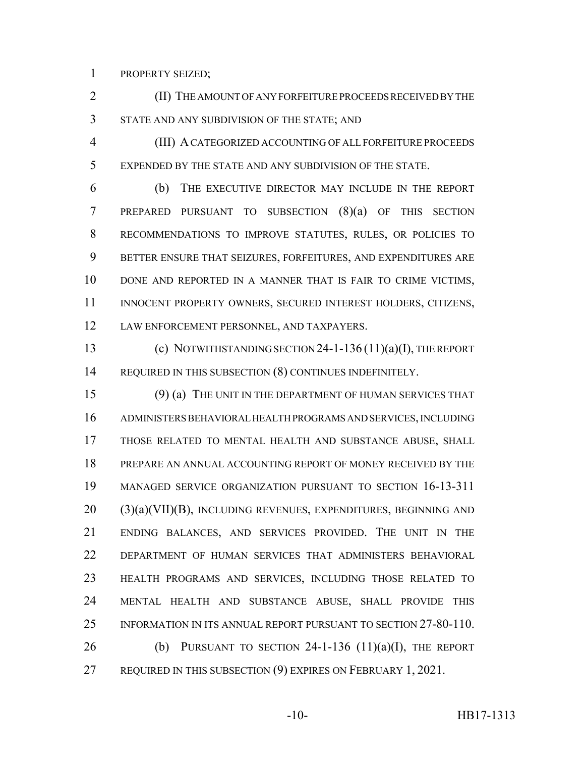PROPERTY SEIZED;

(II) THE AMOUNT OF ANY FORFEITURE PROCEEDS RECEIVED BY THE STATE AND ANY SUBDIVISION OF THE STATE; AND

(III) A CATEGORIZED ACCOUNTING OF ALL FORFEITURE PROCEEDS EXPENDED BY THE STATE AND ANY SUBDIVISION OF THE STATE.

(b) THE EXECUTIVE DIRECTOR MAY INCLUDE IN THE REPORT PREPARED PURSUANT TO SUBSECTION (8)(a) OF THIS SECTION RECOMMENDATIONS TO IMPROVE STATUTES, RULES, OR POLICIES TO BETTER ENSURE THAT SEIZURES, FORFEITURES, AND EXPENDITURES ARE DONE AND REPORTED IN A MANNER THAT IS FAIR TO CRIME VICTIMS, INNOCENT PROPERTY OWNERS, SECURED INTEREST HOLDERS, CITIZENS, LAW ENFORCEMENT PERSONNEL, AND TAXPAYERS.

(c) NOTWITHSTANDING SECTION 24-1-136 (11)(a)(I), THE REPORT REQUIRED IN THIS SUBSECTION (8) CONTINUES INDEFINITELY.

(9) (a) THE UNIT IN THE DEPARTMENT OF HUMAN SERVICES THAT ADMINISTERS BEHAVIORAL HEALTH PROGRAMS AND SERVICES, INCLUDING THOSE RELATED TO MENTAL HEALTH AND SUBSTANCE ABUSE, SHALL PREPARE AN ANNUAL ACCOUNTING REPORT OF MONEY RECEIVED BY THE MANAGED SERVICE ORGANIZATION PURSUANT TO SECTION 16-13-311 (3)(a)(VII)(B), INCLUDING REVENUES, EXPENDITURES, BEGINNING AND ENDING BALANCES, AND SERVICES PROVIDED. THE UNIT IN THE DEPARTMENT OF HUMAN SERVICES THAT ADMINISTERS BEHAVIORAL HEALTH PROGRAMS AND SERVICES, INCLUDING THOSE RELATED TO MENTAL HEALTH AND SUBSTANCE ABUSE, SHALL PROVIDE THIS INFORMATION IN ITS ANNUAL REPORT PURSUANT TO SECTION 27-80-110.

(b) PURSUANT TO SECTION 24-1-136 (11)(a)(I), THE REPORT REQUIRED IN THIS SUBSECTION (9) EXPIRES ON FEBRUARY 1, 2021.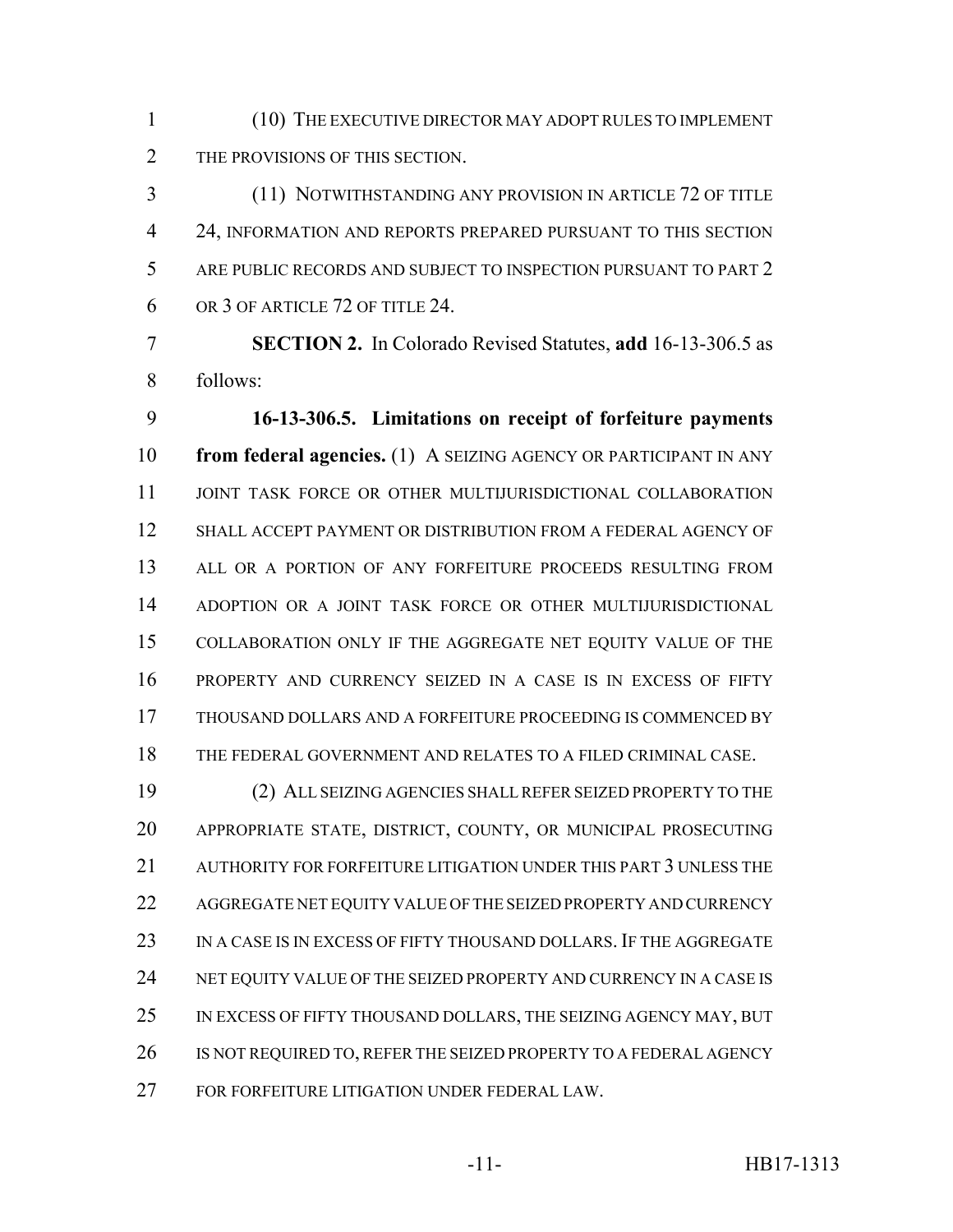(10) THE EXECUTIVE DIRECTOR MAY ADOPT RULES TO IMPLEMENT THE PROVISIONS OF THIS SECTION.

(11) NOTWITHSTANDING ANY PROVISION IN ARTICLE 72 OF TITLE 24, INFORMATION AND REPORTS PREPARED PURSUANT TO THIS SECTION ARE PUBLIC RECORDS AND SUBJECT TO INSPECTION PURSUANT TO PART 2 OR 3 OF ARTICLE 72 OF TITLE 24.

**SECTION 2.** In Colorado Revised Statutes, **add** 16-13-306.5 as follows:

**16-13-306.5. Limitations on receipt of forfeiture payments from federal agencies.** (1) A SEIZING AGENCY OR PARTICIPANT IN ANY JOINT TASK FORCE OR OTHER MULTIJURISDICTIONAL COLLABORATION SHALL ACCEPT PAYMENT OR DISTRIBUTION FROM A FEDERAL AGENCY OF ALL OR A PORTION OF ANY FORFEITURE PROCEEDS RESULTING FROM ADOPTION OR A JOINT TASK FORCE OR OTHER MULTIJURISDICTIONAL COLLABORATION ONLY IF THE AGGREGATE NET EQUITY VALUE OF THE PROPERTY AND CURRENCY SEIZED IN A CASE IS IN EXCESS OF FIFTY THOUSAND DOLLARS AND A FORFEITURE PROCEEDING IS COMMENCED BY THE FEDERAL GOVERNMENT AND RELATES TO A FILED CRIMINAL CASE.

(2) ALL SEIZING AGENCIES SHALL REFER SEIZED PROPERTY TO THE APPROPRIATE STATE, DISTRICT, COUNTY, OR MUNICIPAL PROSECUTING AUTHORITY FOR FORFEITURE LITIGATION UNDER THIS PART 3 UNLESS THE AGGREGATE NET EQUITY VALUE OF THE SEIZED PROPERTY AND CURRENCY IN A CASE IS IN EXCESS OF FIFTY THOUSAND DOLLARS. IF THE AGGREGATE NET EQUITY VALUE OF THE SEIZED PROPERTY AND CURRENCY IN A CASE IS IN EXCESS OF FIFTY THOUSAND DOLLARS, THE SEIZING AGENCY MAY, BUT IS NOT REQUIRED TO, REFER THE SEIZED PROPERTY TO A FEDERAL AGENCY FOR FORFEITURE LITIGATION UNDER FEDERAL LAW.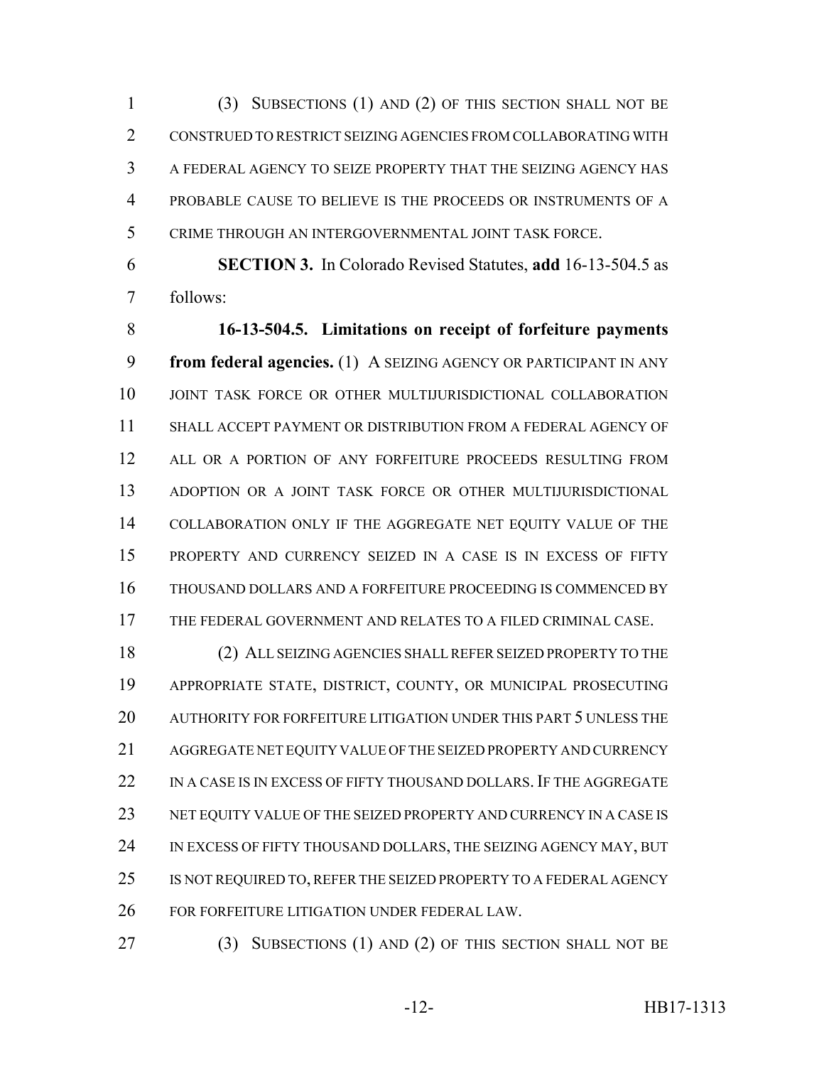(3) SUBSECTIONS (1) AND (2) OF THIS SECTION SHALL NOT BE CONSTRUED TO RESTRICT SEIZING AGENCIES FROM COLLABORATING WITH A FEDERAL AGENCY TO SEIZE PROPERTY THAT THE SEIZING AGENCY HAS PROBABLE CAUSE TO BELIEVE IS THE PROCEEDS OR INSTRUMENTS OF A CRIME THROUGH AN INTERGOVERNMENTAL JOINT TASK FORCE.

**SECTION 3.** In Colorado Revised Statutes, **add** 16-13-504.5 as follows:

**16-13-504.5. Limitations on receipt of forfeiture payments from federal agencies.** (1) A SEIZING AGENCY OR PARTICIPANT IN ANY JOINT TASK FORCE OR OTHER MULTIJURISDICTIONAL COLLABORATION SHALL ACCEPT PAYMENT OR DISTRIBUTION FROM A FEDERAL AGENCY OF ALL OR A PORTION OF ANY FORFEITURE PROCEEDS RESULTING FROM ADOPTION OR A JOINT TASK FORCE OR OTHER MULTIJURISDICTIONAL COLLABORATION ONLY IF THE AGGREGATE NET EQUITY VALUE OF THE PROPERTY AND CURRENCY SEIZED IN A CASE IS IN EXCESS OF FIFTY THOUSAND DOLLARS AND A FORFEITURE PROCEEDING IS COMMENCED BY THE FEDERAL GOVERNMENT AND RELATES TO A FILED CRIMINAL CASE.

(2) ALL SEIZING AGENCIES SHALL REFER SEIZED PROPERTY TO THE APPROPRIATE STATE, DISTRICT, COUNTY, OR MUNICIPAL PROSECUTING AUTHORITY FOR FORFEITURE LITIGATION UNDER THIS PART 5 UNLESS THE AGGREGATE NET EQUITY VALUE OF THE SEIZED PROPERTY AND CURRENCY IN A CASE IS IN EXCESS OF FIFTY THOUSAND DOLLARS. IF THE AGGREGATE NET EQUITY VALUE OF THE SEIZED PROPERTY AND CURRENCY IN A CASE IS IN EXCESS OF FIFTY THOUSAND DOLLARS, THE SEIZING AGENCY MAY, BUT IS NOT REQUIRED TO, REFER THE SEIZED PROPERTY TO A FEDERAL AGENCY FOR FORFEITURE LITIGATION UNDER FEDERAL LAW.

(3) SUBSECTIONS (1) AND (2) OF THIS SECTION SHALL NOT BE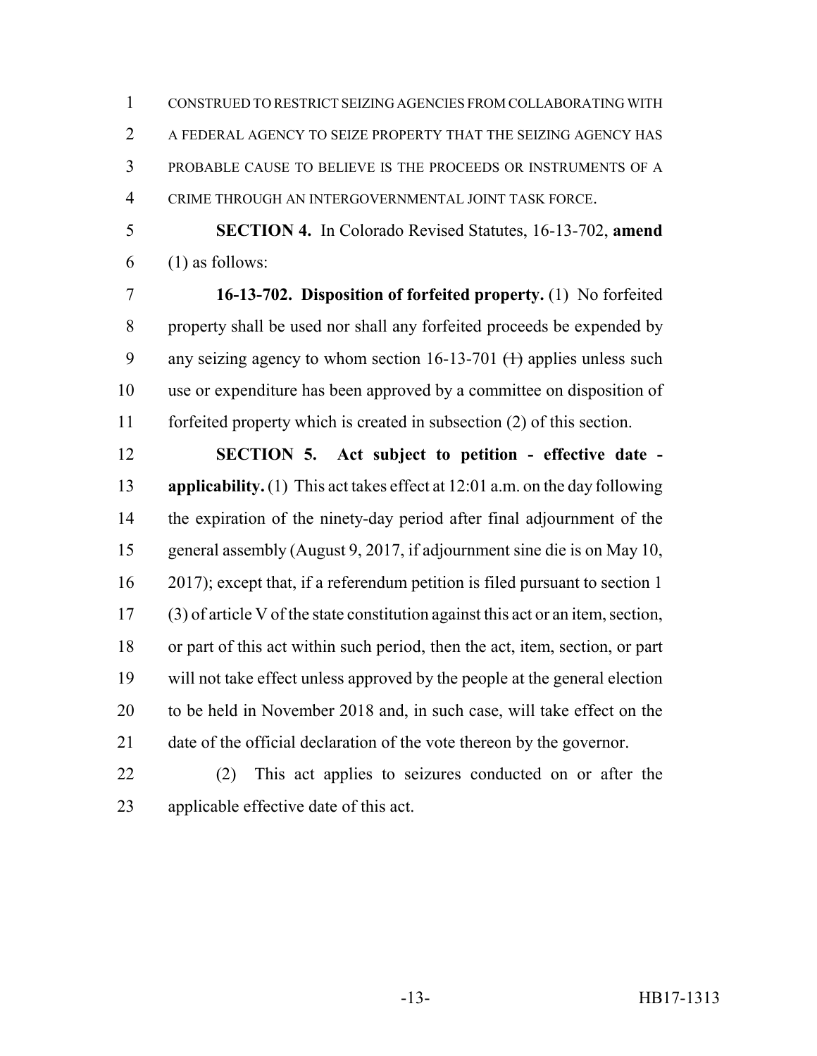CONSTRUED TO RESTRICT SEIZING AGENCIES FROM COLLABORATING WITH A FEDERAL AGENCY TO SEIZE PROPERTY THAT THE SEIZING AGENCY HAS PROBABLE CAUSE TO BELIEVE IS THE PROCEEDS OR INSTRUMENTS OF A CRIME THROUGH AN INTERGOVERNMENTAL JOINT TASK FORCE.

**SECTION 4.** In Colorado Revised Statutes, 16-13-702, **amend** (1) as follows:

**16-13-702. Disposition of forfeited property.** (1) No forfeited property shall be used nor shall any forfeited proceeds be expended by any seizing agency to whom section 16-13-701 ~~(1)~~ applies unless such use or expenditure has been approved by a committee on disposition of forfeited property which is created in subsection (2) of this section.

**SECTION 5. Act subject to petition - effective date - applicability.** (1) This act takes effect at 12:01 a.m. on the day following the expiration of the ninety-day period after final adjournment of the general assembly (August 9, 2017, if adjournment sine die is on May 10, 2017); except that, if a referendum petition is filed pursuant to section 1 (3) of article V of the state constitution against this act or an item, section, or part of this act within such period, then the act, item, section, or part will not take effect unless approved by the people at the general election to be held in November 2018 and, in such case, will take effect on the date of the official declaration of the vote thereon by the governor.

(2) This act applies to seizures conducted on or after the applicable effective date of this act.